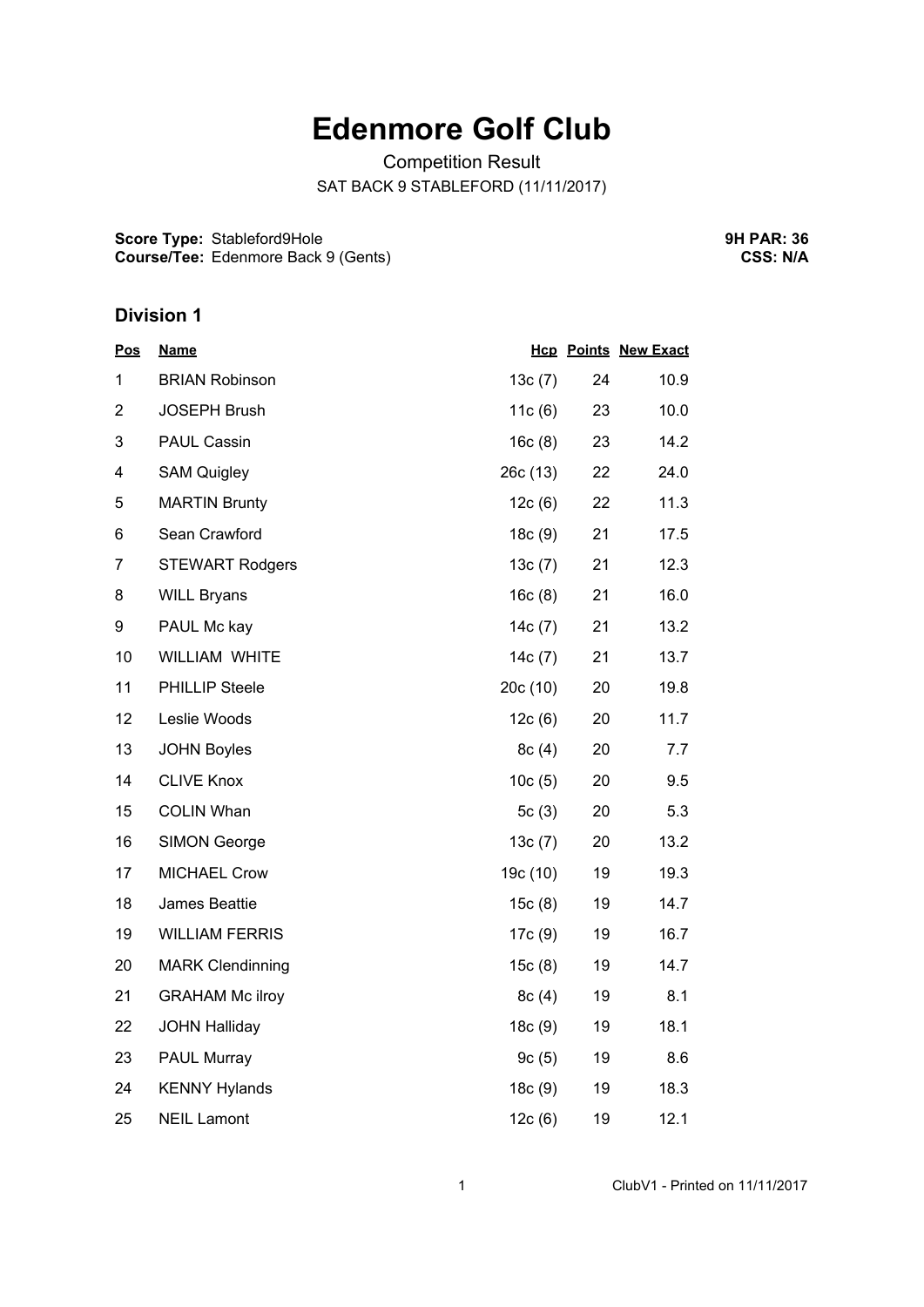# Edenmore Golf Club

Competition Result

SAT BACK 9 STABLEFORD (11/11/2017)

**Score Type:** Stableford9Hole
**Course/Tee:** Edenmore Back 9 (Gents)

**9H PAR: 36**
**CSS: N/A**

## Division 1

| Pos | Name | Hcp | Points | New Exact |
|---|---|---|---|---|
| 1 | BRIAN Robinson | 13c (7) | 24 | 10.9 |
| 2 | JOSEPH Brush | 11c (6) | 23 | 10.0 |
| 3 | PAUL Cassin | 16c (8) | 23 | 14.2 |
| 4 | SAM Quigley | 26c (13) | 22 | 24.0 |
| 5 | MARTIN Brunty | 12c (6) | 22 | 11.3 |
| 6 | Sean Crawford | 18c (9) | 21 | 17.5 |
| 7 | STEWART Rodgers | 13c (7) | 21 | 12.3 |
| 8 | WILL Bryans | 16c (8) | 21 | 16.0 |
| 9 | PAUL Mc kay | 14c (7) | 21 | 13.2 |
| 10 | WILLIAM WHITE | 14c (7) | 21 | 13.7 |
| 11 | PHILLIP Steele | 20c (10) | 20 | 19.8 |
| 12 | Leslie Woods | 12c (6) | 20 | 11.7 |
| 13 | JOHN Boyles | 8c (4) | 20 | 7.7 |
| 14 | CLIVE Knox | 10c (5) | 20 | 9.5 |
| 15 | COLIN Whan | 5c (3) | 20 | 5.3 |
| 16 | SIMON George | 13c (7) | 20 | 13.2 |
| 17 | MICHAEL Crow | 19c (10) | 19 | 19.3 |
| 18 | James Beattie | 15c (8) | 19 | 14.7 |
| 19 | WILLIAM FERRIS | 17c (9) | 19 | 16.7 |
| 20 | MARK Clendinning | 15c (8) | 19 | 14.7 |
| 21 | GRAHAM Mc ilroy | 8c (4) | 19 | 8.1 |
| 22 | JOHN Halliday | 18c (9) | 19 | 18.1 |
| 23 | PAUL Murray | 9c (5) | 19 | 8.6 |
| 24 | KENNY Hylands | 18c (9) | 19 | 18.3 |
| 25 | NEIL Lamont | 12c (6) | 19 | 12.1 |

ClubV1 - Printed on 11/11/2017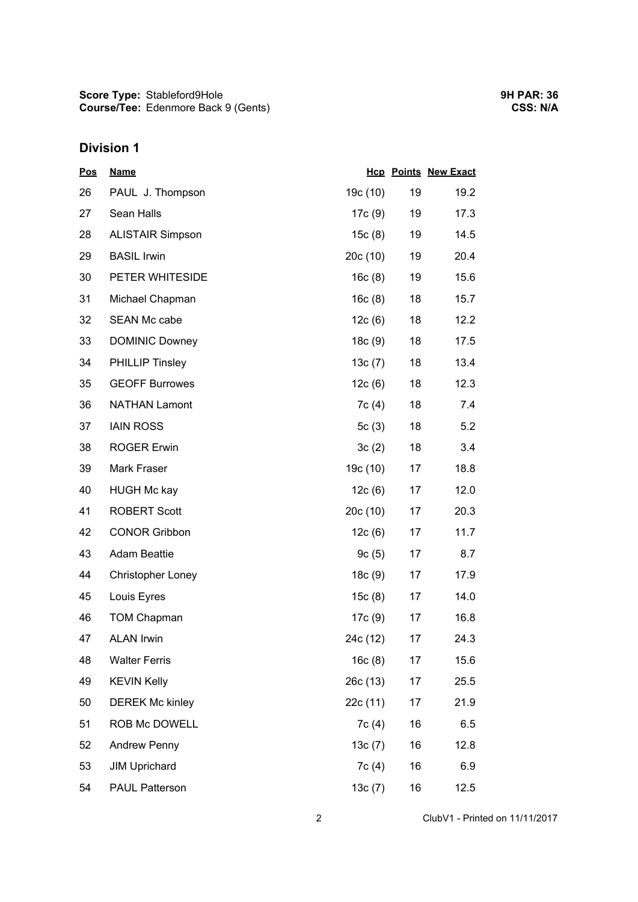**Score Type:** Stableford9Hole
**Course/Tee:** Edenmore Back 9 (Gents)

**9H PAR: 36**
**CSS: N/A**

## Division 1

| Pos | Name | Hcp | Points | New Exact |
|---|---|---|---|---|
| 26 | PAUL J. Thompson | 19c (10) | 19 | 19.2 |
| 27 | Sean Halls | 17c (9) | 19 | 17.3 |
| 28 | ALISTAIR Simpson | 15c (8) | 19 | 14.5 |
| 29 | BASIL Irwin | 20c (10) | 19 | 20.4 |
| 30 | PETER WHITESIDE | 16c (8) | 19 | 15.6 |
| 31 | Michael Chapman | 16c (8) | 18 | 15.7 |
| 32 | SEAN Mc cabe | 12c (6) | 18 | 12.2 |
| 33 | DOMINIC Downey | 18c (9) | 18 | 17.5 |
| 34 | PHILLIP Tinsley | 13c (7) | 18 | 13.4 |
| 35 | GEOFF Burrowes | 12c (6) | 18 | 12.3 |
| 36 | NATHAN Lamont | 7c (4) | 18 | 7.4 |
| 37 | IAIN ROSS | 5c (3) | 18 | 5.2 |
| 38 | ROGER Erwin | 3c (2) | 18 | 3.4 |
| 39 | Mark Fraser | 19c (10) | 17 | 18.8 |
| 40 | HUGH Mc kay | 12c (6) | 17 | 12.0 |
| 41 | ROBERT Scott | 20c (10) | 17 | 20.3 |
| 42 | CONOR Gribbon | 12c (6) | 17 | 11.7 |
| 43 | Adam Beattie | 9c (5) | 17 | 8.7 |
| 44 | Christopher Loney | 18c (9) | 17 | 17.9 |
| 45 | Louis Eyres | 15c (8) | 17 | 14.0 |
| 46 | TOM Chapman | 17c (9) | 17 | 16.8 |
| 47 | ALAN Irwin | 24c (12) | 17 | 24.3 |
| 48 | Walter Ferris | 16c (8) | 17 | 15.6 |
| 49 | KEVIN Kelly | 26c (13) | 17 | 25.5 |
| 50 | DEREK Mc kinley | 22c (11) | 17 | 21.9 |
| 51 | ROB Mc DOWELL | 7c (4) | 16 | 6.5 |
| 52 | Andrew Penny | 13c (7) | 16 | 12.8 |
| 53 | JIM Uprichard | 7c (4) | 16 | 6.9 |
| 54 | PAUL Patterson | 13c (7) | 16 | 12.5 |

ClubV1 - Printed on 11/11/2017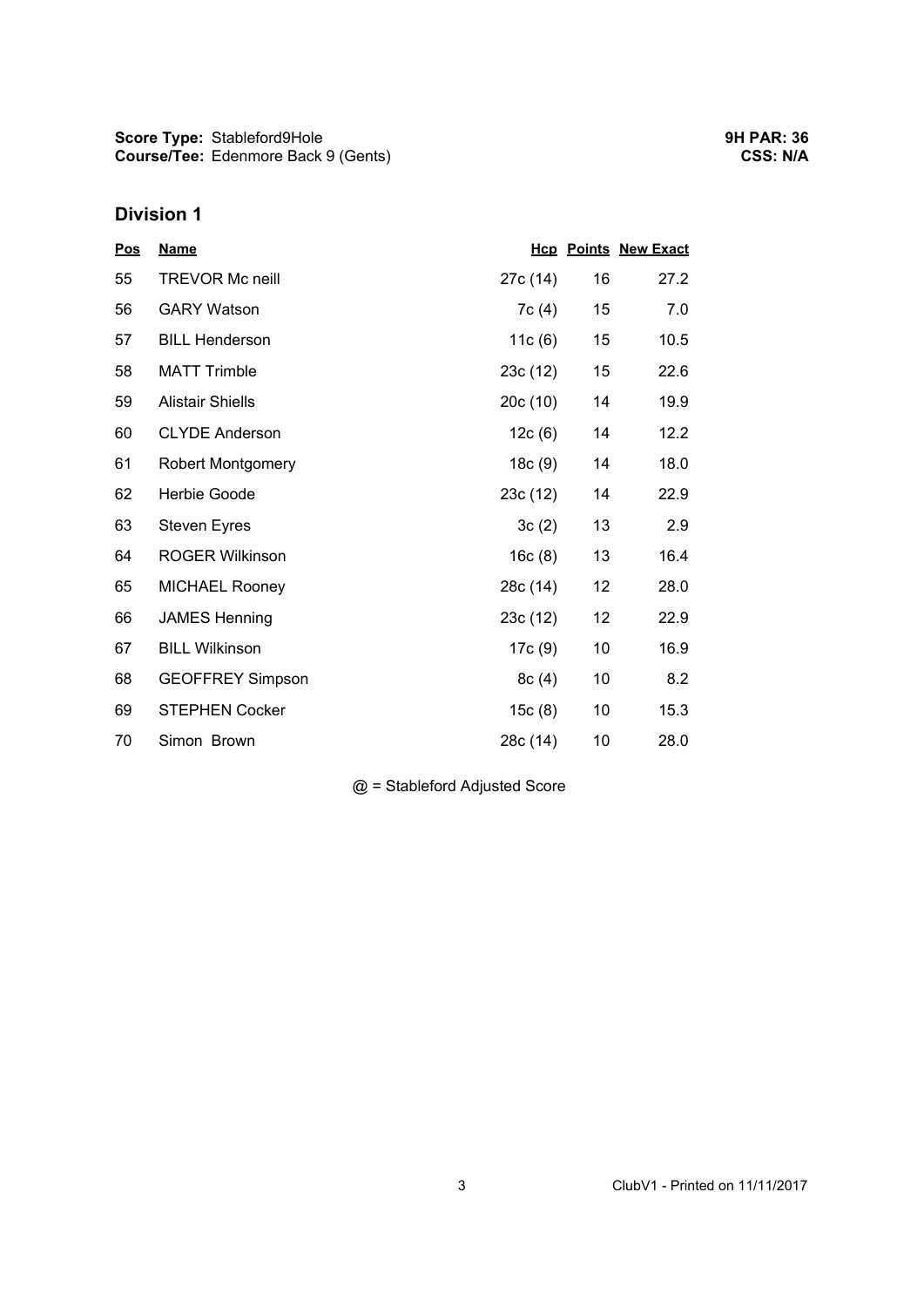**Score Type:** Stableford9Hole
**Course/Tee:** Edenmore Back 9 (Gents)

**9H PAR: 36**
**CSS: N/A**

## Division 1

| Pos | Name | Hcp | Points | New Exact |
|---|---|---|---|---|
| 55 | TREVOR Mc neill | 27c (14) | 16 | 27.2 |
| 56 | GARY Watson | 7c (4) | 15 | 7.0 |
| 57 | BILL Henderson | 11c (6) | 15 | 10.5 |
| 58 | MATT Trimble | 23c (12) | 15 | 22.6 |
| 59 | Alistair Shiells | 20c (10) | 14 | 19.9 |
| 60 | CLYDE Anderson | 12c (6) | 14 | 12.2 |
| 61 | Robert Montgomery | 18c (9) | 14 | 18.0 |
| 62 | Herbie Goode | 23c (12) | 14 | 22.9 |
| 63 | Steven Eyres | 3c (2) | 13 | 2.9 |
| 64 | ROGER Wilkinson | 16c (8) | 13 | 16.4 |
| 65 | MICHAEL Rooney | 28c (14) | 12 | 28.0 |
| 66 | JAMES Henning | 23c (12) | 12 | 22.9 |
| 67 | BILL Wilkinson | 17c (9) | 10 | 16.9 |
| 68 | GEOFFREY Simpson | 8c (4) | 10 | 8.2 |
| 69 | STEPHEN Cocker | 15c (8) | 10 | 15.3 |
| 70 | Simon Brown | 28c (14) | 10 | 28.0 |

@ = Stableford Adjusted Score

ClubV1 - Printed on 11/11/2017